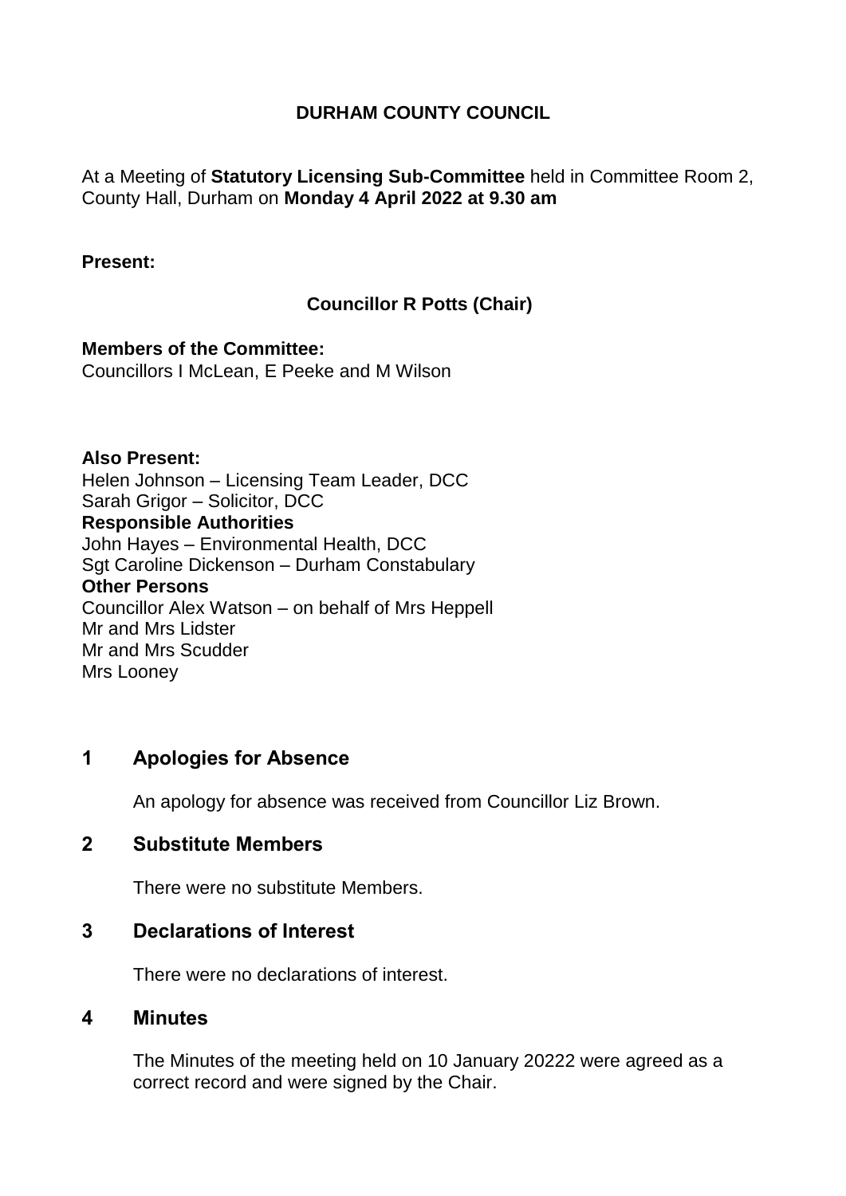# DURHAM COUNTY COUNCIL

At a Meeting of **Statutory Licensing Sub-Committee** held in Committee Room 2, County Hall, Durham on **Monday 4 April 2022 at 9.30 am**

**Present:**

**Councillor R Potts (Chair)**

**Members of the Committee:**
Councillors I McLean, E Peeke and M Wilson

**Also Present:**
Helen Johnson – Licensing Team Leader, DCC
Sarah Grigor – Solicitor, DCC
**Responsible Authorities**
John Hayes – Environmental Health, DCC
Sgt Caroline Dickenson – Durham Constabulary
**Other Persons**
Councillor Alex Watson – on behalf of Mrs Heppell
Mr and Mrs Lidster
Mr and Mrs Scudder
Mrs Looney

## 1 Apologies for Absence

An apology for absence was received from Councillor Liz Brown.

## 2 Substitute Members

There were no substitute Members.

## 3 Declarations of Interest

There were no declarations of interest.

## 4 Minutes

The Minutes of the meeting held on 10 January 20222 were agreed as a correct record and were signed by the Chair.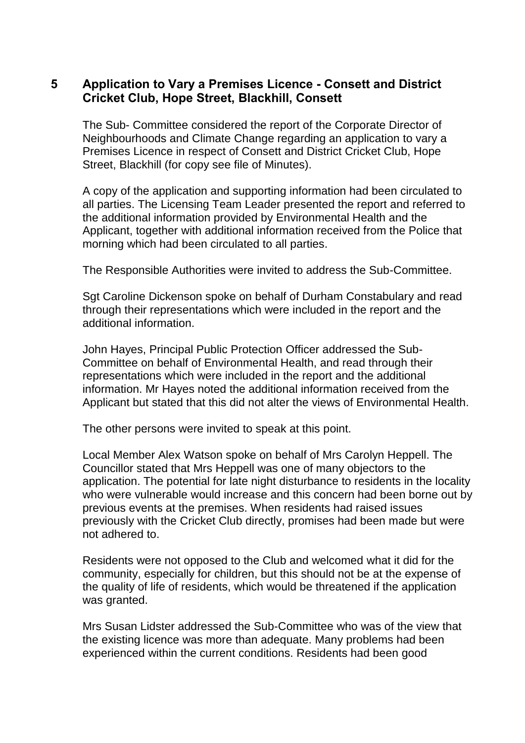## 5 Application to Vary a Premises Licence - Consett and District Cricket Club, Hope Street, Blackhill, Consett

The Sub- Committee considered the report of the Corporate Director of Neighbourhoods and Climate Change regarding an application to vary a Premises Licence in respect of Consett and District Cricket Club, Hope Street, Blackhill (for copy see file of Minutes).

A copy of the application and supporting information had been circulated to all parties. The Licensing Team Leader presented the report and referred to the additional information provided by Environmental Health and the Applicant, together with additional information received from the Police that morning which had been circulated to all parties.

The Responsible Authorities were invited to address the Sub-Committee.

Sgt Caroline Dickenson spoke on behalf of Durham Constabulary and read through their representations which were included in the report and the additional information.

John Hayes, Principal Public Protection Officer addressed the Sub-Committee on behalf of Environmental Health, and read through their representations which were included in the report and the additional information. Mr Hayes noted the additional information received from the Applicant but stated that this did not alter the views of Environmental Health.

The other persons were invited to speak at this point.

Local Member Alex Watson spoke on behalf of Mrs Carolyn Heppell. The Councillor stated that Mrs Heppell was one of many objectors to the application. The potential for late night disturbance to residents in the locality who were vulnerable would increase and this concern had been borne out by previous events at the premises. When residents had raised issues previously with the Cricket Club directly, promises had been made but were not adhered to.

Residents were not opposed to the Club and welcomed what it did for the community, especially for children, but this should not be at the expense of the quality of life of residents, which would be threatened if the application was granted.

Mrs Susan Lidster addressed the Sub-Committee who was of the view that the existing licence was more than adequate. Many problems had been experienced within the current conditions. Residents had been good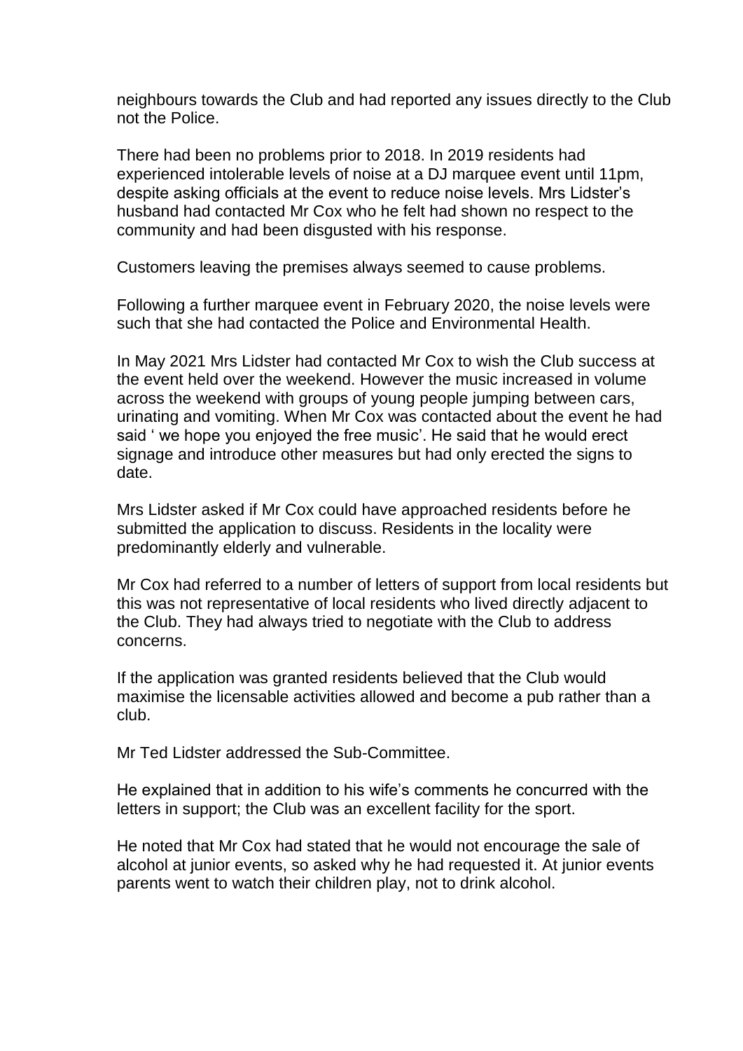neighbours towards the Club and had reported any issues directly to the Club not the Police.

There had been no problems prior to 2018. In 2019 residents had experienced intolerable levels of noise at a DJ marquee event until 11pm, despite asking officials at the event to reduce noise levels. Mrs Lidster's husband had contacted Mr Cox who he felt had shown no respect to the community and had been disgusted with his response.

Customers leaving the premises always seemed to cause problems.

Following a further marquee event in February 2020, the noise levels were such that she had contacted the Police and Environmental Health.

In May 2021 Mrs Lidster had contacted Mr Cox to wish the Club success at the event held over the weekend. However the music increased in volume across the weekend with groups of young people jumping between cars, urinating and vomiting. When Mr Cox was contacted about the event he had said ' we hope you enjoyed the free music'. He said that he would erect signage and introduce other measures but had only erected the signs to date.

Mrs Lidster asked if Mr Cox could have approached residents before he submitted the application to discuss. Residents in the locality were predominantly elderly and vulnerable.

Mr Cox had referred to a number of letters of support from local residents but this was not representative of local residents who lived directly adjacent to the Club. They had always tried to negotiate with the Club to address concerns.

If the application was granted residents believed that the Club would maximise the licensable activities allowed and become a pub rather than a club.

Mr Ted Lidster addressed the Sub-Committee.

He explained that in addition to his wife's comments he concurred with the letters in support; the Club was an excellent facility for the sport.

He noted that Mr Cox had stated that he would not encourage the sale of alcohol at junior events, so asked why he had requested it. At junior events parents went to watch their children play, not to drink alcohol.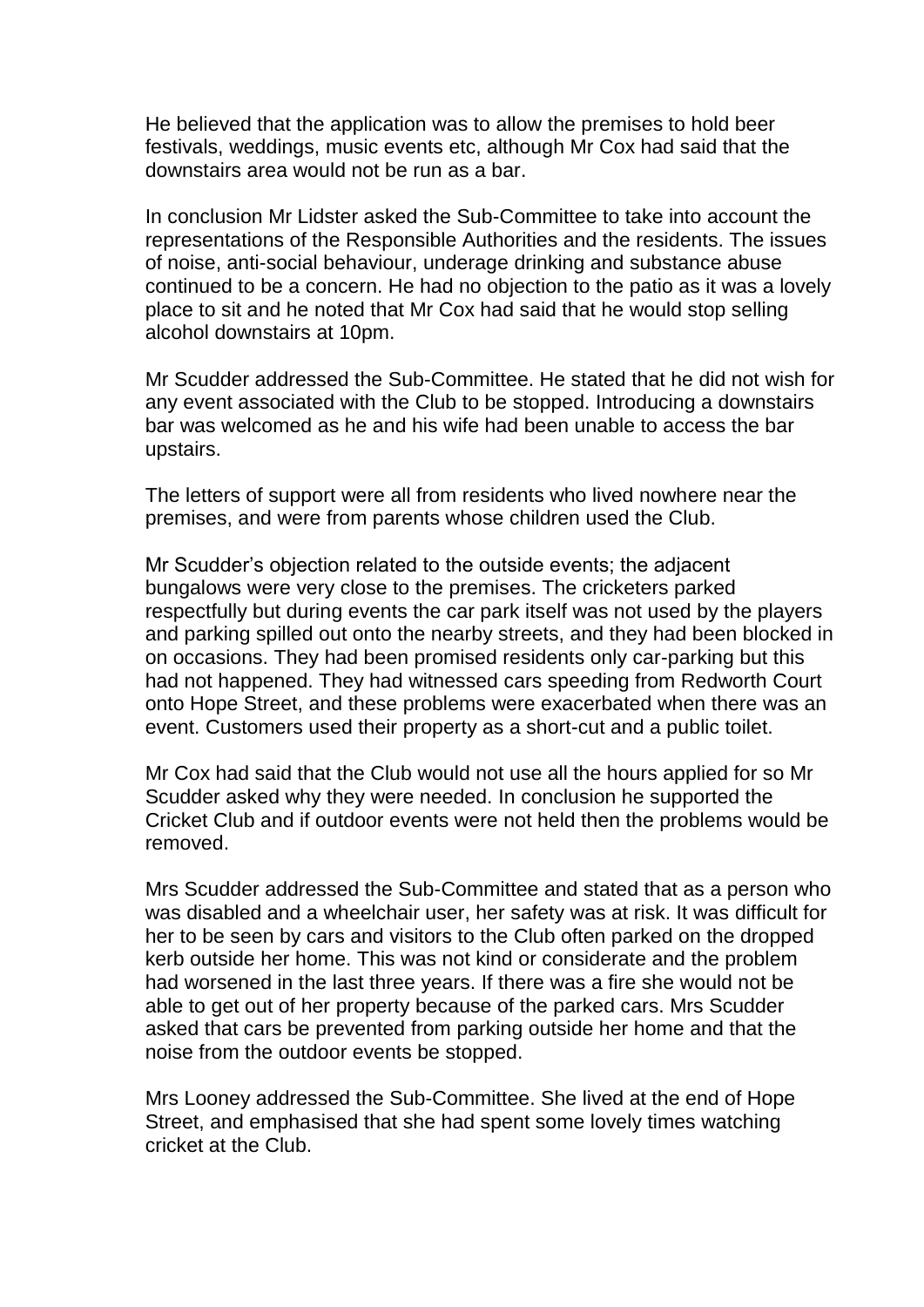He believed that the application was to allow the premises to hold beer festivals, weddings, music events etc, although Mr Cox had said that the downstairs area would not be run as a bar.

In conclusion Mr Lidster asked the Sub-Committee to take into account the representations of the Responsible Authorities and the residents. The issues of noise, anti-social behaviour, underage drinking and substance abuse continued to be a concern. He had no objection to the patio as it was a lovely place to sit and he noted that Mr Cox had said that he would stop selling alcohol downstairs at 10pm.

Mr Scudder addressed the Sub-Committee. He stated that he did not wish for any event associated with the Club to be stopped. Introducing a downstairs bar was welcomed as he and his wife had been unable to access the bar upstairs.

The letters of support were all from residents who lived nowhere near the premises, and were from parents whose children used the Club.

Mr Scudder's objection related to the outside events; the adjacent bungalows were very close to the premises. The cricketers parked respectfully but during events the car park itself was not used by the players and parking spilled out onto the nearby streets, and they had been blocked in on occasions. They had been promised residents only car-parking but this had not happened. They had witnessed cars speeding from Redworth Court onto Hope Street, and these problems were exacerbated when there was an event. Customers used their property as a short-cut and a public toilet.

Mr Cox had said that the Club would not use all the hours applied for so Mr Scudder asked why they were needed. In conclusion he supported the Cricket Club and if outdoor events were not held then the problems would be removed.

Mrs Scudder addressed the Sub-Committee and stated that as a person who was disabled and a wheelchair user, her safety was at risk. It was difficult for her to be seen by cars and visitors to the Club often parked on the dropped kerb outside her home. This was not kind or considerate and the problem had worsened in the last three years. If there was a fire she would not be able to get out of her property because of the parked cars. Mrs Scudder asked that cars be prevented from parking outside her home and that the noise from the outdoor events be stopped.

Mrs Looney addressed the Sub-Committee. She lived at the end of Hope Street, and emphasised that she had spent some lovely times watching cricket at the Club.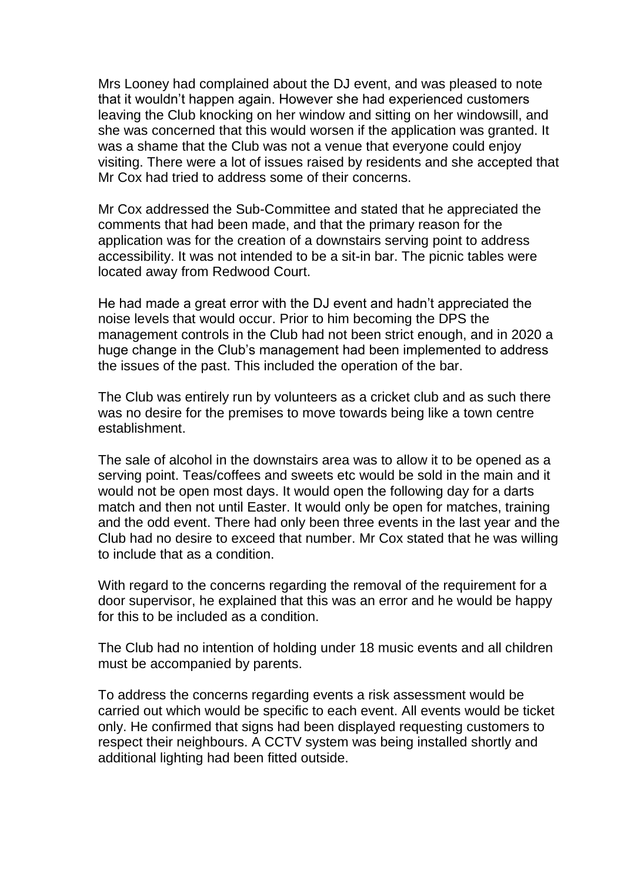Mrs Looney had complained about the DJ event, and was pleased to note that it wouldn't happen again. However she had experienced customers leaving the Club knocking on her window and sitting on her windowsill, and she was concerned that this would worsen if the application was granted. It was a shame that the Club was not a venue that everyone could enjoy visiting. There were a lot of issues raised by residents and she accepted that Mr Cox had tried to address some of their concerns.

Mr Cox addressed the Sub-Committee and stated that he appreciated the comments that had been made, and that the primary reason for the application was for the creation of a downstairs serving point to address accessibility. It was not intended to be a sit-in bar. The picnic tables were located away from Redwood Court.

He had made a great error with the DJ event and hadn't appreciated the noise levels that would occur. Prior to him becoming the DPS the management controls in the Club had not been strict enough, and in 2020 a huge change in the Club's management had been implemented to address the issues of the past. This included the operation of the bar.

The Club was entirely run by volunteers as a cricket club and as such there was no desire for the premises to move towards being like a town centre establishment.

The sale of alcohol in the downstairs area was to allow it to be opened as a serving point. Teas/coffees and sweets etc would be sold in the main and it would not be open most days. It would open the following day for a darts match and then not until Easter. It would only be open for matches, training and the odd event. There had only been three events in the last year and the Club had no desire to exceed that number. Mr Cox stated that he was willing to include that as a condition.

With regard to the concerns regarding the removal of the requirement for a door supervisor, he explained that this was an error and he would be happy for this to be included as a condition.

The Club had no intention of holding under 18 music events and all children must be accompanied by parents.

To address the concerns regarding events a risk assessment would be carried out which would be specific to each event. All events would be ticket only. He confirmed that signs had been displayed requesting customers to respect their neighbours. A CCTV system was being installed shortly and additional lighting had been fitted outside.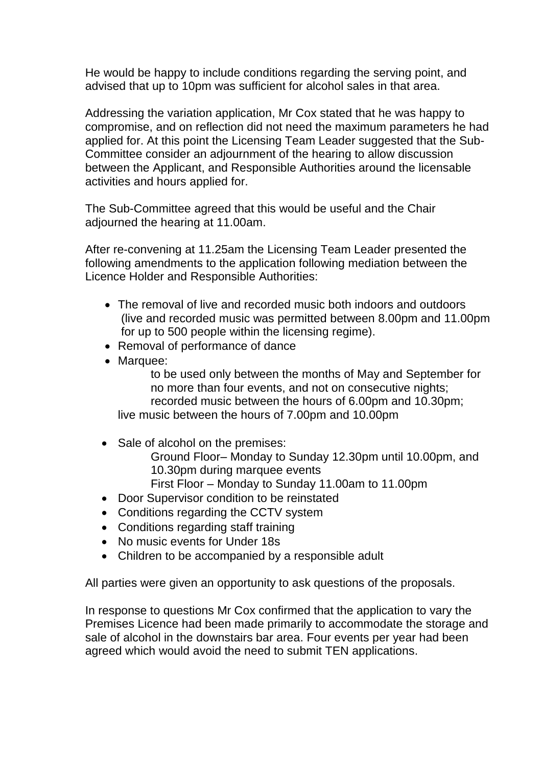He would be happy to include conditions regarding the serving point, and advised that up to 10pm was sufficient for alcohol sales in that area.

Addressing the variation application, Mr Cox stated that he was happy to compromise, and on reflection did not need the maximum parameters he had applied for. At this point the Licensing Team Leader suggested that the Sub-Committee consider an adjournment of the hearing to allow discussion between the Applicant, and Responsible Authorities around the licensable activities and hours applied for.

The Sub-Committee agreed that this would be useful and the Chair adjourned the hearing at 11.00am.

After re-convening at 11.25am the Licensing Team Leader presented the following amendments to the application following mediation between the Licence Holder and Responsible Authorities:

- The removal of live and recorded music both indoors and outdoors (live and recorded music was permitted between 8.00pm and 11.00pm for up to 500 people within the licensing regime).
- Removal of performance of dance
- Marquee:
  - to be used only between the months of May and September for no more than four events, and not on consecutive nights;
  - recorded music between the hours of 6.00pm and 10.30pm;
  - live music between the hours of 7.00pm and 10.00pm
- Sale of alcohol on the premises:
  - Ground Floor– Monday to Sunday 12.30pm until 10.00pm, and 10.30pm during marquee events
  - First Floor – Monday to Sunday 11.00am to 11.00pm
- Door Supervisor condition to be reinstated
- Conditions regarding the CCTV system
- Conditions regarding staff training
- No music events for Under 18s
- Children to be accompanied by a responsible adult

All parties were given an opportunity to ask questions of the proposals.

In response to questions Mr Cox confirmed that the application to vary the Premises Licence had been made primarily to accommodate the storage and sale of alcohol in the downstairs bar area. Four events per year had been agreed which would avoid the need to submit TEN applications.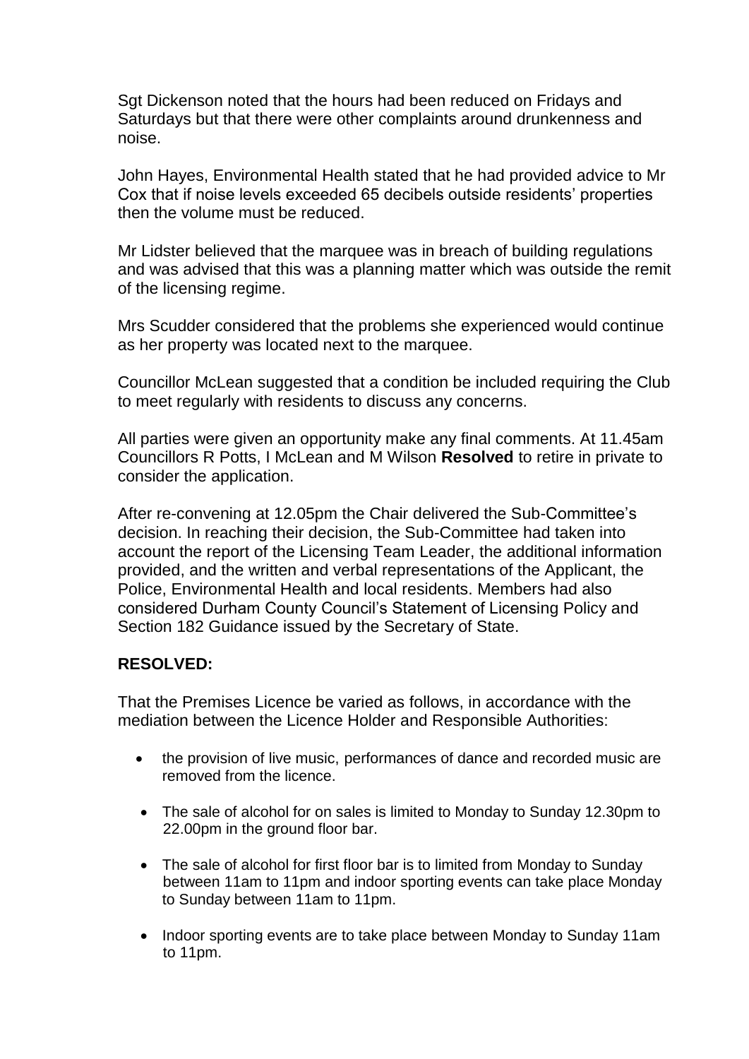Sgt Dickenson noted that the hours had been reduced on Fridays and Saturdays but that there were other complaints around drunkenness and noise.

John Hayes, Environmental Health stated that he had provided advice to Mr Cox that if noise levels exceeded 65 decibels outside residents' properties then the volume must be reduced.

Mr Lidster believed that the marquee was in breach of building regulations and was advised that this was a planning matter which was outside the remit of the licensing regime.

Mrs Scudder considered that the problems she experienced would continue as her property was located next to the marquee.

Councillor McLean suggested that a condition be included requiring the Club to meet regularly with residents to discuss any concerns.

All parties were given an opportunity make any final comments. At 11.45am Councillors R Potts, I McLean and M Wilson **Resolved** to retire in private to consider the application.

After re-convening at 12.05pm the Chair delivered the Sub-Committee's decision. In reaching their decision, the Sub-Committee had taken into account the report of the Licensing Team Leader, the additional information provided, and the written and verbal representations of the Applicant, the Police, Environmental Health and local residents. Members had also considered Durham County Council's Statement of Licensing Policy and Section 182 Guidance issued by the Secretary of State.

**RESOLVED:**

That the Premises Licence be varied as follows, in accordance with the mediation between the Licence Holder and Responsible Authorities:

- the provision of live music, performances of dance and recorded music are removed from the licence.
- The sale of alcohol for on sales is limited to Monday to Sunday 12.30pm to 22.00pm in the ground floor bar.
- The sale of alcohol for first floor bar is to limited from Monday to Sunday between 11am to 11pm and indoor sporting events can take place Monday to Sunday between 11am to 11pm.
- Indoor sporting events are to take place between Monday to Sunday 11am to 11pm.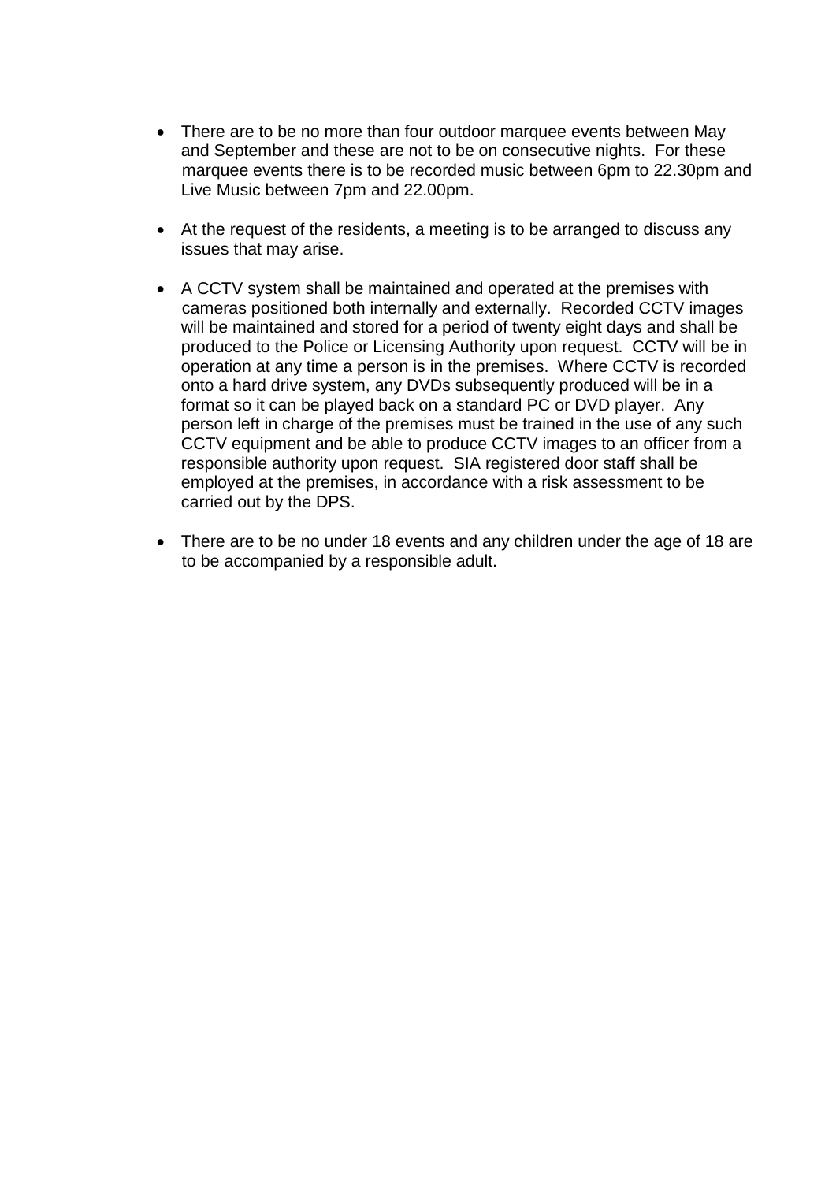- There are to be no more than four outdoor marquee events between May and September and these are not to be on consecutive nights.  For these marquee events there is to be recorded music between 6pm to 22.30pm and Live Music between 7pm and 22.00pm.

- At the request of the residents, a meeting is to be arranged to discuss any issues that may arise.

- A CCTV system shall be maintained and operated at the premises with cameras positioned both internally and externally.  Recorded CCTV images will be maintained and stored for a period of twenty eight days and shall be produced to the Police or Licensing Authority upon request.  CCTV will be in operation at any time a person is in the premises.  Where CCTV is recorded onto a hard drive system, any DVDs subsequently produced will be in a format so it can be played back on a standard PC or DVD player.  Any person left in charge of the premises must be trained in the use of any such CCTV equipment and be able to produce CCTV images to an officer from a responsible authority upon request.  SIA registered door staff shall be employed at the premises, in accordance with a risk assessment to be carried out by the DPS.

- There are to be no under 18 events and any children under the age of 18 are to be accompanied by a responsible adult.